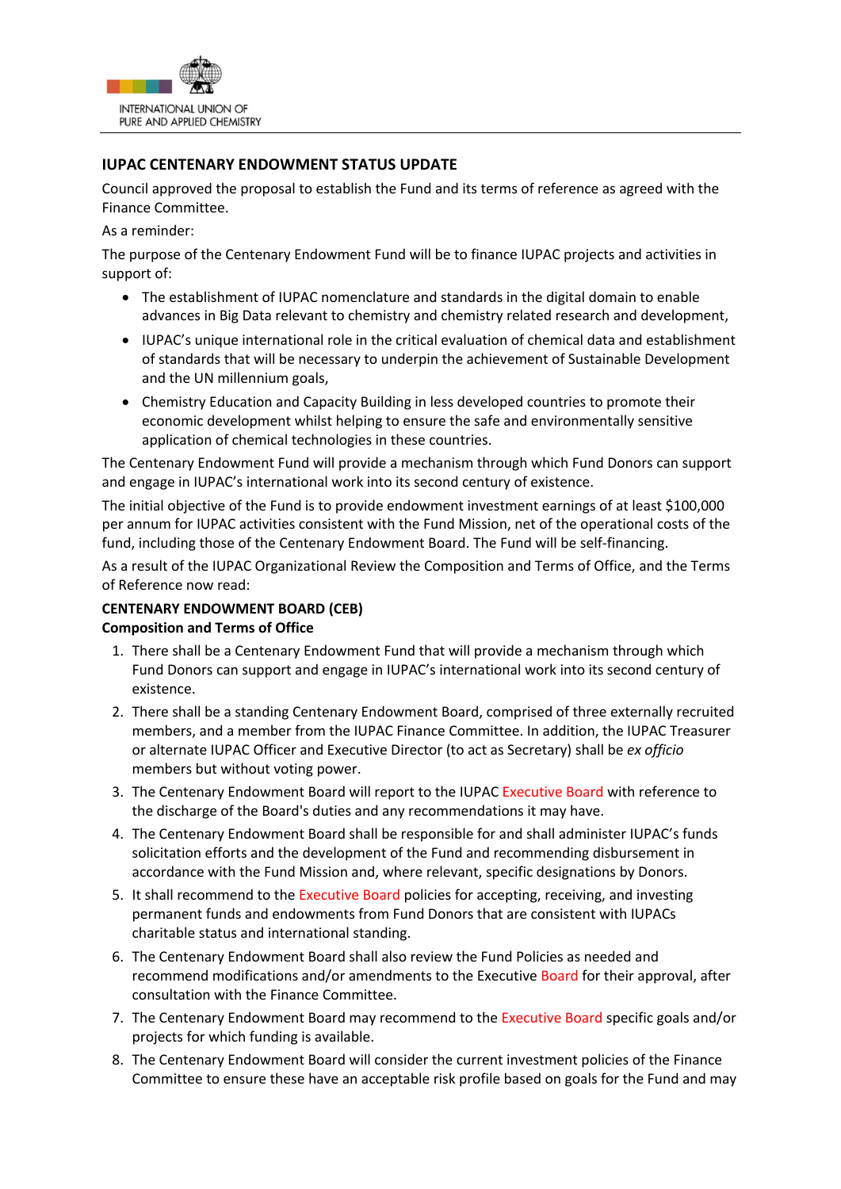INTERNATIONAL UNION OF PURE AND APPLIED CHEMISTRY

## IUPAC CENTENARY ENDOWMENT STATUS UPDATE

Council approved the proposal to establish the Fund and its terms of reference as agreed with the Finance Committee.

As a reminder:

The purpose of the Centenary Endowment Fund will be to finance IUPAC projects and activities in support of:

- The establishment of IUPAC nomenclature and standards in the digital domain to enable advances in Big Data relevant to chemistry and chemistry related research and development,
- IUPAC's unique international role in the critical evaluation of chemical data and establishment of standards that will be necessary to underpin the achievement of Sustainable Development and the UN millennium goals,
- Chemistry Education and Capacity Building in less developed countries to promote their economic development whilst helping to ensure the safe and environmentally sensitive application of chemical technologies in these countries.

The Centenary Endowment Fund will provide a mechanism through which Fund Donors can support and engage in IUPAC's international work into its second century of existence.

The initial objective of the Fund is to provide endowment investment earnings of at least $100,000 per annum for IUPAC activities consistent with the Fund Mission, net of the operational costs of the fund, including those of the Centenary Endowment Board. The Fund will be self-financing.

As a result of the IUPAC Organizational Review the Composition and Terms of Office, and the Terms of Reference now read:

**CENTENARY ENDOWMENT BOARD (CEB)**
**Composition and Terms of Office**

1. There shall be a Centenary Endowment Fund that will provide a mechanism through which Fund Donors can support and engage in IUPAC's international work into its second century of existence.
2. There shall be a standing Centenary Endowment Board, comprised of three externally recruited members, and a member from the IUPAC Finance Committee. In addition, the IUPAC Treasurer or alternate IUPAC Officer and Executive Director (to act as Secretary) shall be *ex officio* members but without voting power.
3. The Centenary Endowment Board will report to the IUPAC Executive Board with reference to the discharge of the Board's duties and any recommendations it may have.
4. The Centenary Endowment Board shall be responsible for and shall administer IUPAC's funds solicitation efforts and the development of the Fund and recommending disbursement in accordance with the Fund Mission and, where relevant, specific designations by Donors.
5. It shall recommend to the Executive Board policies for accepting, receiving, and investing permanent funds and endowments from Fund Donors that are consistent with IUPACs charitable status and international standing.
6. The Centenary Endowment Board shall also review the Fund Policies as needed and recommend modifications and/or amendments to the Executive Board for their approval, after consultation with the Finance Committee.
7. The Centenary Endowment Board may recommend to the Executive Board specific goals and/or projects for which funding is available.
8. The Centenary Endowment Board will consider the current investment policies of the Finance Committee to ensure these have an acceptable risk profile based on goals for the Fund and may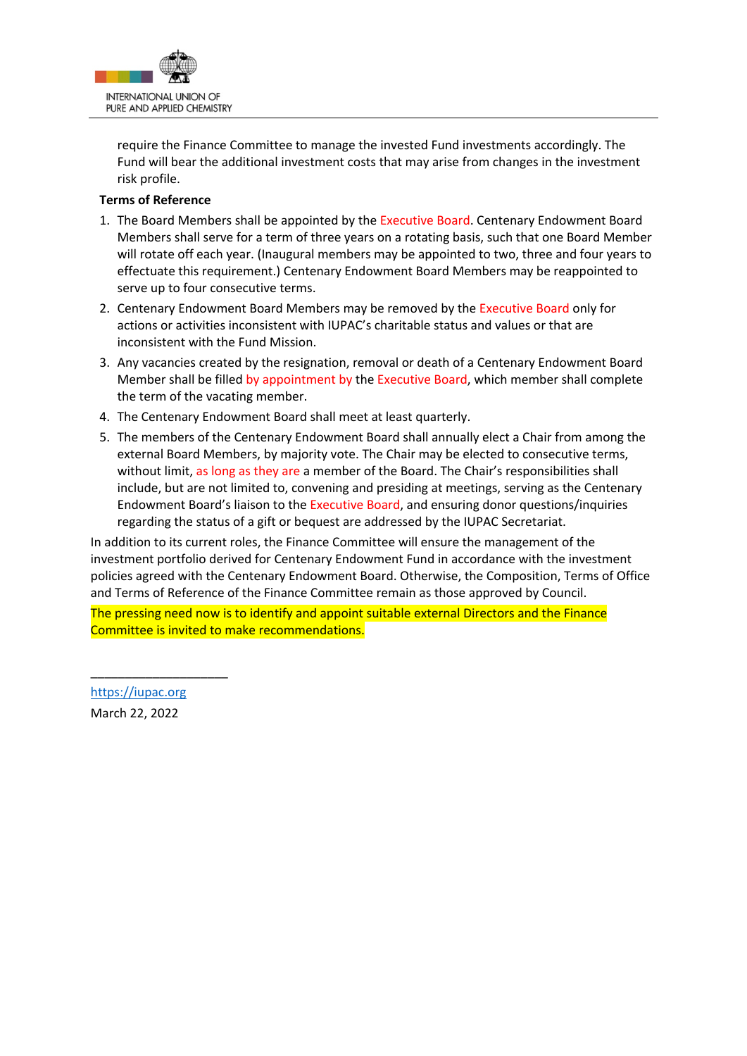require the Finance Committee to manage the invested Fund investments accordingly. The Fund will bear the additional investment costs that may arise from changes in the investment risk profile.

**Terms of Reference**

1. The Board Members shall be appointed by the Executive Board. Centenary Endowment Board Members shall serve for a term of three years on a rotating basis, such that one Board Member will rotate off each year. (Inaugural members may be appointed to two, three and four years to effectuate this requirement.) Centenary Endowment Board Members may be reappointed to serve up to four consecutive terms.
2. Centenary Endowment Board Members may be removed by the Executive Board only for actions or activities inconsistent with IUPAC's charitable status and values or that are inconsistent with the Fund Mission.
3. Any vacancies created by the resignation, removal or death of a Centenary Endowment Board Member shall be filled by appointment by the Executive Board, which member shall complete the term of the vacating member.
4. The Centenary Endowment Board shall meet at least quarterly.
5. The members of the Centenary Endowment Board shall annually elect a Chair from among the external Board Members, by majority vote. The Chair may be elected to consecutive terms, without limit, as long as they are a member of the Board. The Chair's responsibilities shall include, but are not limited to, convening and presiding at meetings, serving as the Centenary Endowment Board's liaison to the Executive Board, and ensuring donor questions/inquiries regarding the status of a gift or bequest are addressed by the IUPAC Secretariat.

In addition to its current roles, the Finance Committee will ensure the management of the investment portfolio derived for Centenary Endowment Fund in accordance with the investment policies agreed with the Centenary Endowment Board. Otherwise, the Composition, Terms of Office and Terms of Reference of the Finance Committee remain as those approved by Council.

The pressing need now is to identify and appoint suitable external Directors and the Finance Committee is invited to make recommendations.

____________________

https://iupac.org

March 22, 2022